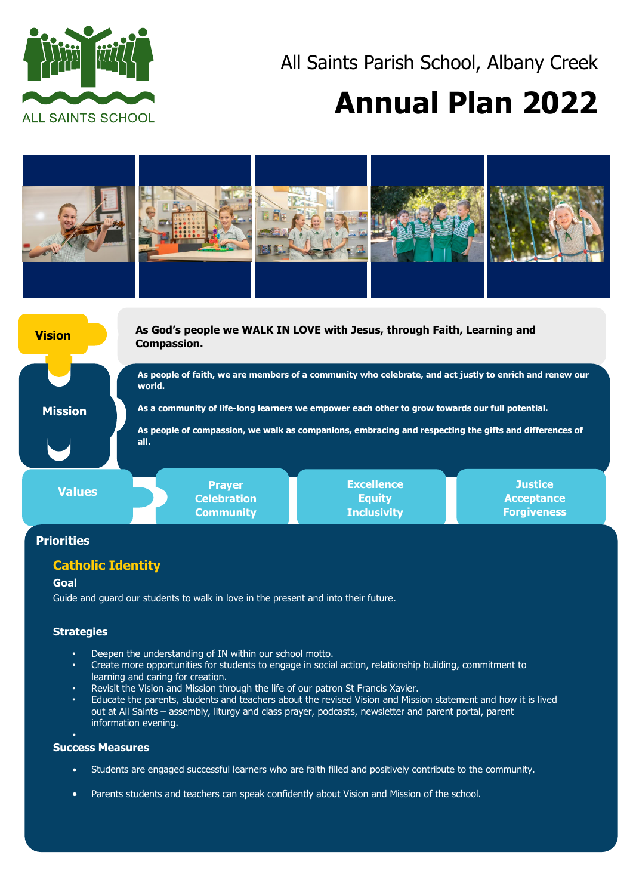ALL SAINTS SCHOOL

All Saints Parish School, Albany Creek

# Annual Plan 2022

**Vision**

**As God's people we WALK IN LOVE with Jesus, through Faith, Learning and Compassion.**

**Mission**

**As people of faith, we are members of a community who celebrate, and act justly to enrich and renew our world.**

**As a community of life-long learners we empower each other to grow towards our full potential.**

**As people of compassion, we walk as companions, embracing and respecting the gifts and differences of all.**

**Values**

| Prayer<br>Celebration<br>Community | Excellence<br>Equity<br>Inclusivity | Justice<br>Acceptance<br>Forgiveness |
|---|---|---|

## Priorities

### Catholic Identity

**Goal**

Guide and guard our students to walk in love in the present and into their future.

**Strategies**

- Deepen the understanding of IN within our school motto.
- Create more opportunities for students to engage in social action, relationship building, commitment to learning and caring for creation.
- Revisit the Vision and Mission through the life of our patron St Francis Xavier.
- Educate the parents, students and teachers about the revised Vision and Mission statement and how it is lived out at All Saints – assembly, liturgy and class prayer, podcasts, newsletter and parent portal, parent information evening.

**Success Measures**

- Students are engaged successful learners who are faith filled and positively contribute to the community.
- Parents students and teachers can speak confidently about Vision and Mission of the school.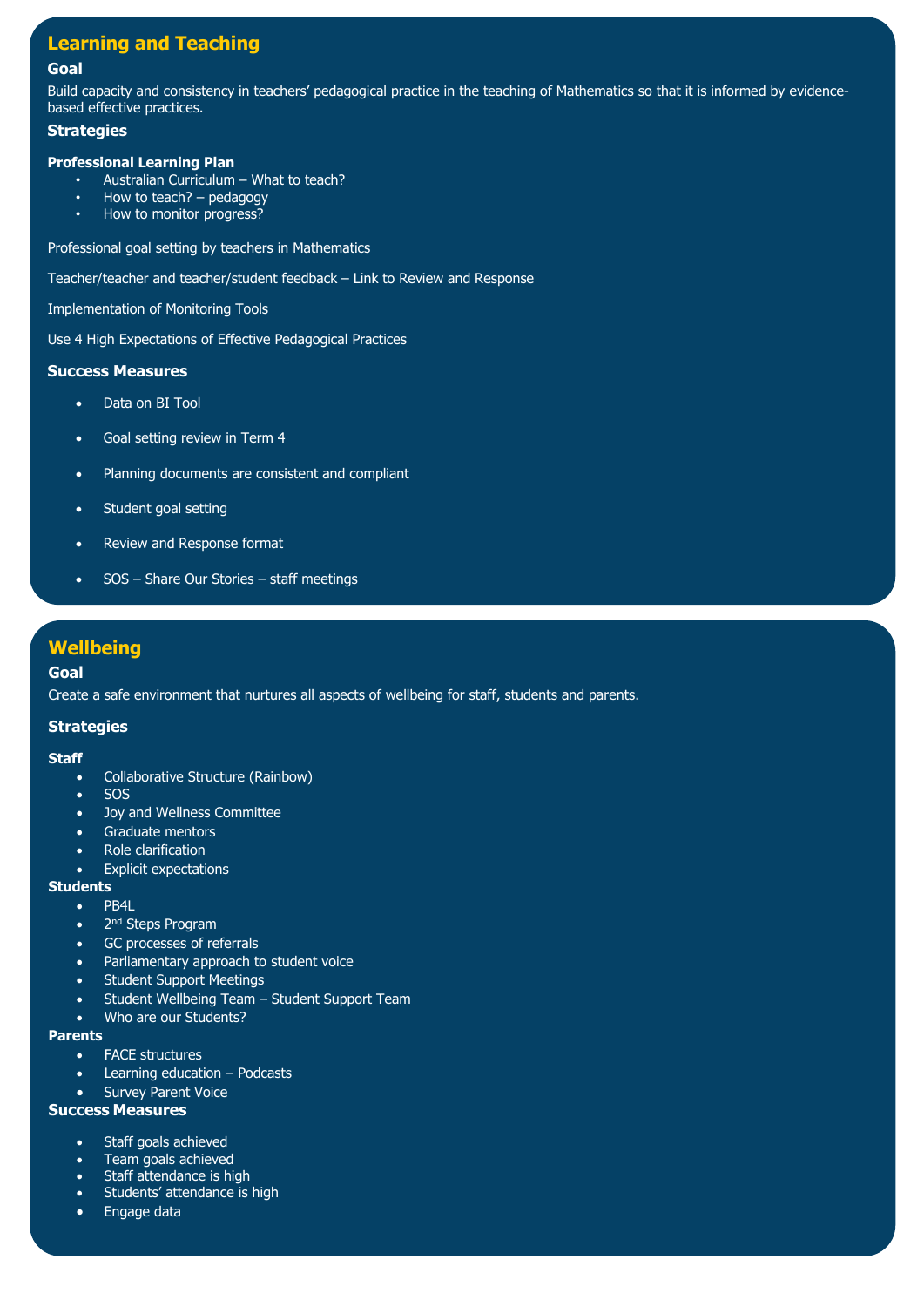## Learning and Teaching

### Goal

Build capacity and consistency in teachers' pedagogical practice in the teaching of Mathematics so that it is informed by evidence-based effective practices.

### Strategies

**Professional Learning Plan**

- Australian Curriculum – What to teach?
- How to teach? – pedagogy
- How to monitor progress?

Professional goal setting by teachers in Mathematics

Teacher/teacher and teacher/student feedback – Link to Review and Response

Implementation of Monitoring Tools

Use 4 High Expectations of Effective Pedagogical Practices

### Success Measures

- Data on BI Tool
- Goal setting review in Term 4
- Planning documents are consistent and compliant
- Student goal setting
- Review and Response format
- SOS – Share Our Stories – staff meetings

## Wellbeing

### Goal

Create a safe environment that nurtures all aspects of wellbeing for staff, students and parents.

### Strategies

**Staff**

- Collaborative Structure (Rainbow)
- SOS
- Joy and Wellness Committee
- Graduate mentors
- Role clarification
- Explicit expectations

**Students**

- PB4L
- 2nd Steps Program
- GC processes of referrals
- Parliamentary approach to student voice
- Student Support Meetings
- Student Wellbeing Team – Student Support Team
- Who are our Students?

**Parents**

- FACE structures
- Learning education – Podcasts
- Survey Parent Voice

### Success Measures

- Staff goals achieved
- Team goals achieved
- Staff attendance is high
- Students' attendance is high
- Engage data